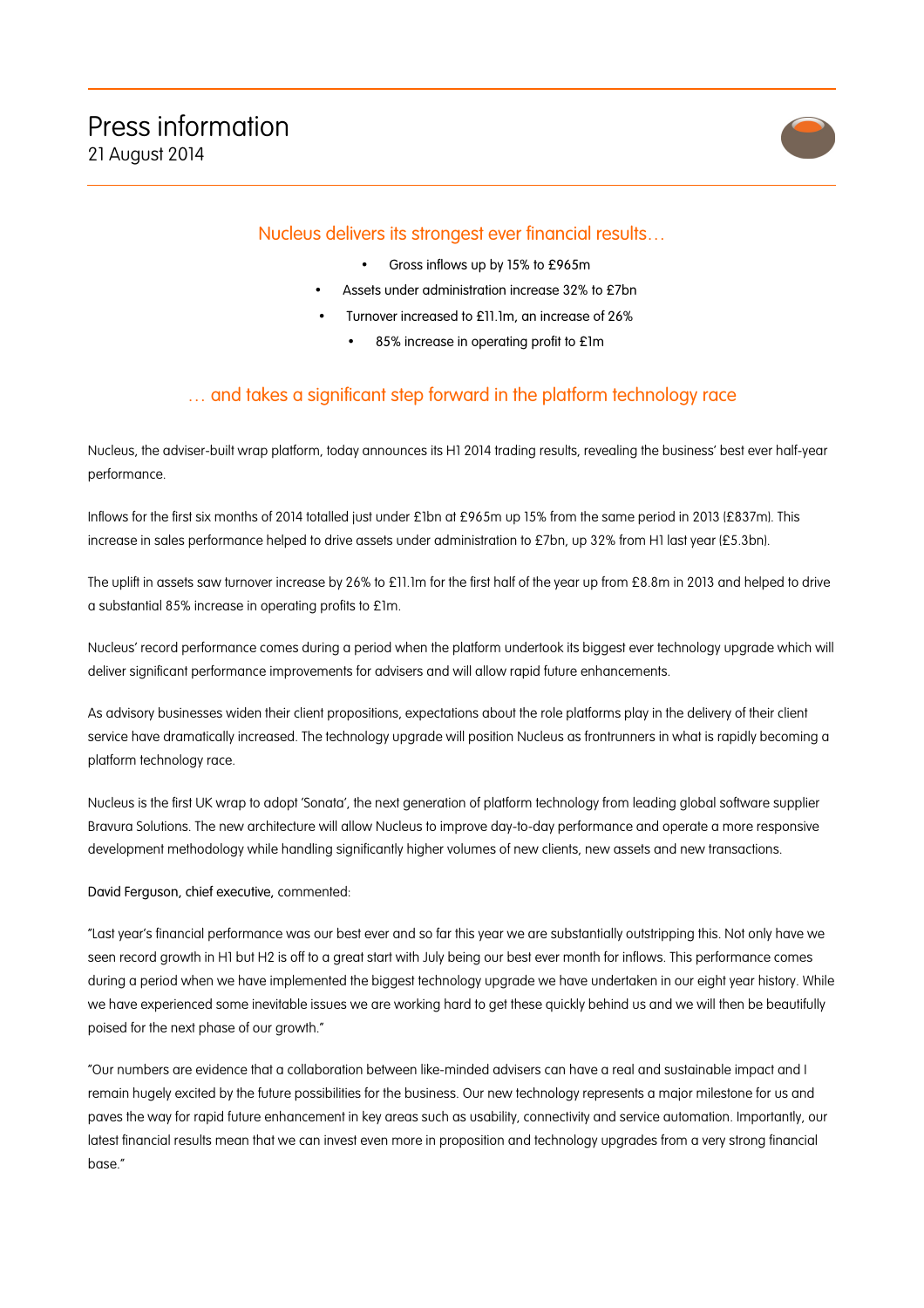# Press information

21 August 2014

## Nucleus delivers its strongest ever financial results…

- Gross inflows up by 15% to £965m
- Assets under administration increase 32% to £7bn
- Turnover increased to £11.1m, an increase of 26%
- 85% increase in operating profit to £1m

## … and takes a significant step forward in the platform technology race

Nucleus, the adviser-built wrap platform, today announces its H1 2014 trading results, revealing the business' best ever half-year performance.

Inflows for the first six months of 2014 totalled just under £1bn at £965m up 15% from the same period in 2013 (£837m). This increase in sales performance helped to drive assets under administration to £7bn, up 32% from H1 last year (£5.3bn).

The uplift in assets saw turnover increase by 26% to £11.1m for the first half of the year up from £8.8m in 2013 and helped to drive a substantial 85% increase in operating profits to £1m.

Nucleus' record performance comes during a period when the platform undertook its biggest ever technology upgrade which will deliver significant performance improvements for advisers and will allow rapid future enhancements.

As advisory businesses widen their client propositions, expectations about the role platforms play in the delivery of their client service have dramatically increased. The technology upgrade will position Nucleus as frontrunners in what is rapidly becoming a platform technology race.

Nucleus is the first UK wrap to adopt 'Sonata', the next generation of platform technology from leading global software supplier Bravura Solutions. The new architecture will allow Nucleus to improve day-to-day performance and operate a more responsive development methodology while handling significantly higher volumes of new clients, new assets and new transactions.

David Ferguson, chief executive, commented:

"Last year's financial performance was our best ever and so far this year we are substantially outstripping this. Not only have we seen record growth in H1 but H2 is off to a great start with July being our best ever month for inflows. This performance comes during a period when we have implemented the biggest technology upgrade we have undertaken in our eight year history. While we have experienced some inevitable issues we are working hard to get these quickly behind us and we will then be beautifully poised for the next phase of our growth."

"Our numbers are evidence that a collaboration between like-minded advisers can have a real and sustainable impact and I remain hugely excited by the future possibilities for the business. Our new technology represents a major milestone for us and paves the way for rapid future enhancement in key areas such as usability, connectivity and service automation. Importantly, our latest financial results mean that we can invest even more in proposition and technology upgrades from a very strong financial base."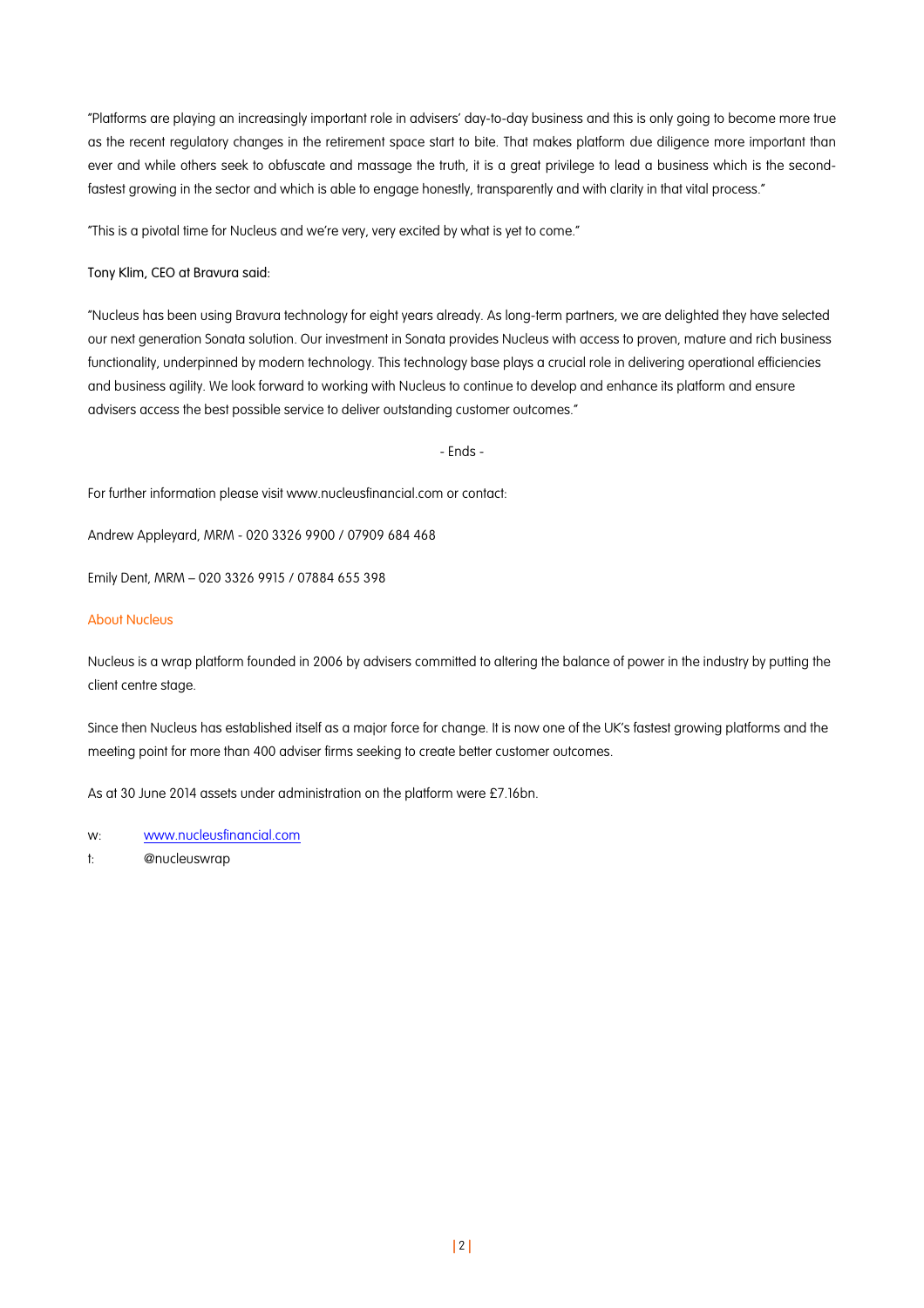"Platforms are playing an increasingly important role in advisers' day-to-day business and this is only going to become more true as the recent regulatory changes in the retirement space start to bite. That makes platform due diligence more important than ever and while others seek to obfuscate and massage the truth, it is a great privilege to lead a business which is the second-fastest growing in the sector and which is able to engage honestly, transparently and with clarity in that vital process."

"This is a pivotal time for Nucleus and we're very, very excited by what is yet to come."

Tony Klim, CEO at Bravura said:

"Nucleus has been using Bravura technology for eight years already. As long-term partners, we are delighted they have selected our next generation Sonata solution. Our investment in Sonata provides Nucleus with access to proven, mature and rich business functionality, underpinned by modern technology. This technology base plays a crucial role in delivering operational efficiencies and business agility. We look forward to working with Nucleus to continue to develop and enhance its platform and ensure advisers access the best possible service to deliver outstanding customer outcomes."

- Ends -

For further information please visit www.nucleusfinancial.com or contact:

Andrew Appleyard, MRM - 020 3326 9900 / 07909 684 468

Emily Dent, MRM – 020 3326 9915 / 07884 655 398

## About Nucleus

Nucleus is a wrap platform founded in 2006 by advisers committed to altering the balance of power in the industry by putting the client centre stage.

Since then Nucleus has established itself as a major force for change. It is now one of the UK's fastest growing platforms and the meeting point for more than 400 adviser firms seeking to create better customer outcomes.

As at 30 June 2014 assets under administration on the platform were £7.16bn.

w: www.nucleusfinancial.com
t: @nucleuswrap